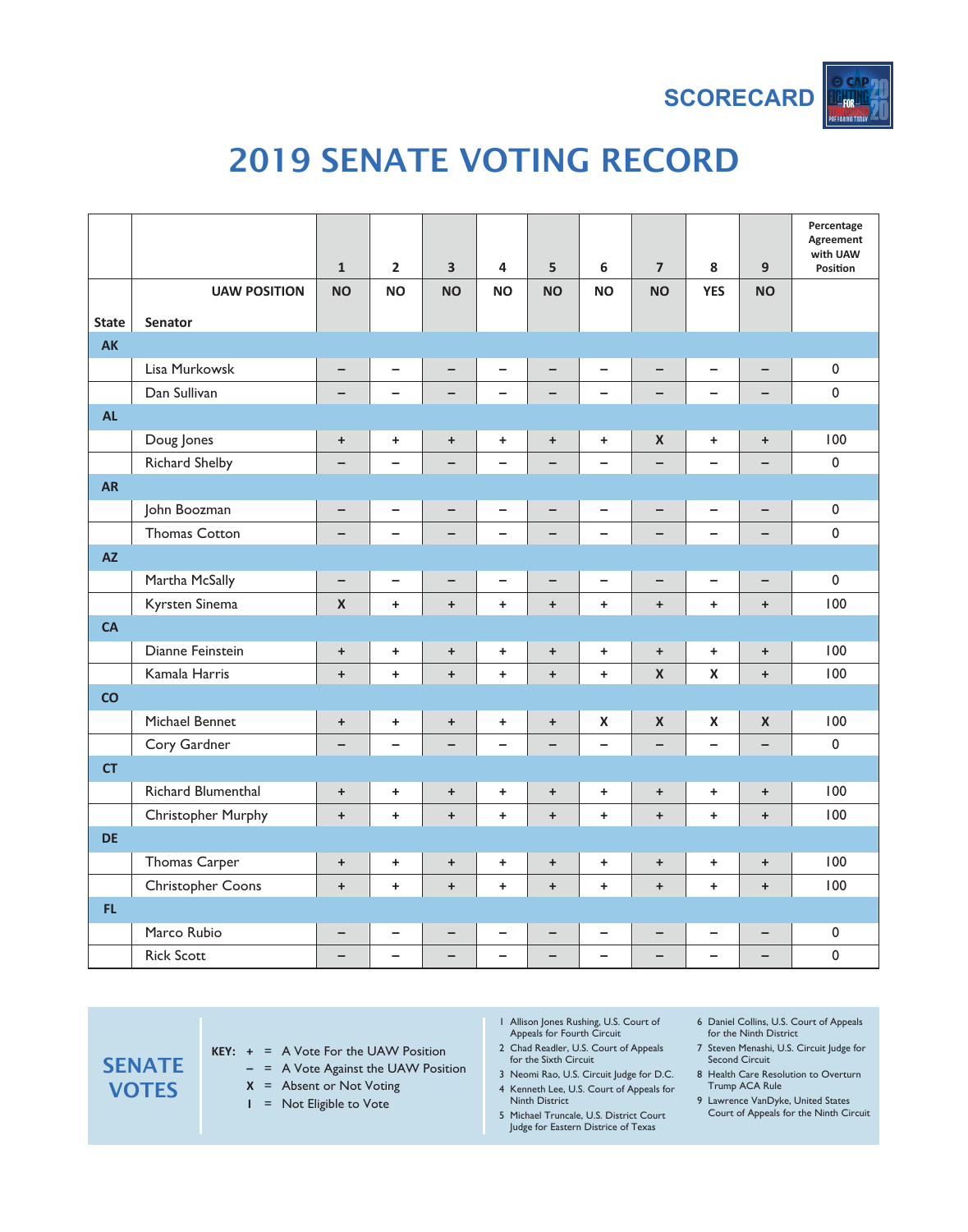SCORECARD

# 2019 SENATE VOTING RECORD

| State | Senator | 1 | 2 | 3 | 4 | 5 | 6 | 7 | 8 | 9 | Percentage Agreement with UAW Position |
|---|---|---|---|---|---|---|---|---|---|---|---|
| | UAW POSITION | NO | NO | NO | NO | NO | NO | NO | YES | NO | |
| **AK** | | | | | | | | | | | |
| | Lisa Murkowsk | – | – | – | – | – | – | – | – | – | 0 |
| | Dan Sullivan | – | – | – | – | – | – | – | – | – | 0 |
| **AL** | | | | | | | | | | | |
| | Doug Jones | + | + | + | + | + | + | X | + | + | 100 |
| | Richard Shelby | – | – | – | – | – | – | – | – | – | 0 |
| **AR** | | | | | | | | | | | |
| | John Boozman | – | – | – | – | – | – | – | – | – | 0 |
| | Thomas Cotton | – | – | – | – | – | – | – | – | – | 0 |
| **AZ** | | | | | | | | | | | |
| | Martha McSally | – | – | – | – | – | – | – | – | – | 0 |
| | Kyrsten Sinema | X | + | + | + | + | + | + | + | + | 100 |
| **CA** | | | | | | | | | | | |
| | Dianne Feinstein | + | + | + | + | + | + | + | + | + | 100 |
| | Kamala Harris | + | + | + | + | + | + | X | X | + | 100 |
| **CO** | | | | | | | | | | | |
| | Michael Bennet | + | + | + | + | + | X | X | X | X | 100 |
| | Cory Gardner | – | – | – | – | – | – | – | – | – | 0 |
| **CT** | | | | | | | | | | | |
| | Richard Blumenthal | + | + | + | + | + | + | + | + | + | 100 |
| | Christopher Murphy | + | + | + | + | + | + | + | + | + | 100 |
| **DE** | | | | | | | | | | | |
| | Thomas Carper | + | + | + | + | + | + | + | + | + | 100 |
| | Christopher Coons | + | + | + | + | + | + | + | + | + | 100 |
| **FL** | | | | | | | | | | | |
| | Marco Rubio | – | – | – | – | – | – | – | – | – | 0 |
| | Rick Scott | – | – | – | – | – | – | – | – | – | 0 |

## SENATE VOTES

**KEY:**
- **+** = A Vote For the UAW Position
- **–** = A Vote Against the UAW Position
- **X** = Absent or Not Voting
- **I** = Not Eligible to Vote

1. Allison Jones Rushing, U.S. Court of Appeals for Fourth Circuit
2. Chad Readler, U.S. Court of Appeals for the Sixth Circuit
3. Neomi Rao, U.S. Circuit Judge for D.C.
4. Kenneth Lee, U.S. Court of Appeals for Ninth District
5. Michael Truncale, U.S. District Court Judge for Eastern District of Texas
6. Daniel Collins, U.S. Court of Appeals for the Ninth District
7. Steven Menashi, U.S. Circuit Judge for Second Circuit
8. Health Care Resolution to Overturn Trump ACA Rule
9. Lawrence VanDyke, United States Court of Appeals for the Ninth Circuit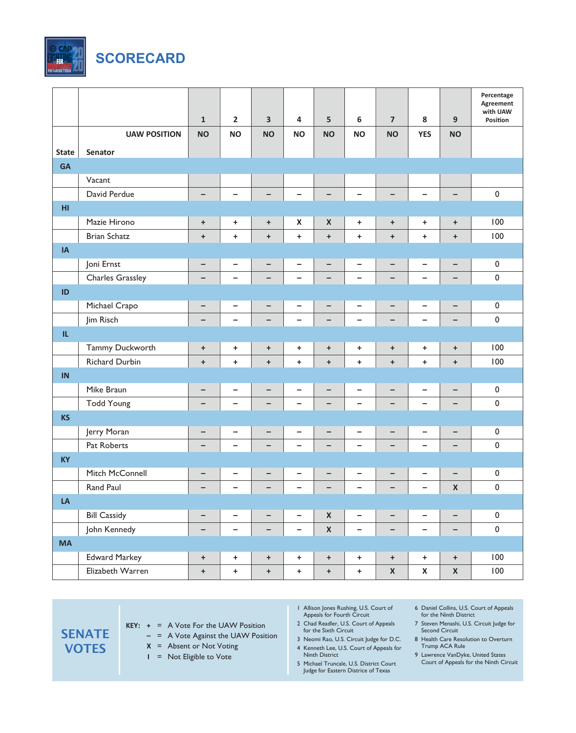# SCORECARD

| State | Senator | 1 | 2 | 3 | 4 | 5 | 6 | 7 | 8 | 9 | Percentage Agreement with UAW Position |
|---|---|---|---|---|---|---|---|---|---|---|---|
| | UAW POSITION | NO | NO | NO | NO | NO | NO | NO | YES | NO | |
| **GA** | | | | | | | | | | | |
| | Vacant | | | | | | | | | | |
| | David Perdue | – | – | – | – | – | – | – | – | – | 0 |
| **HI** | | | | | | | | | | | |
| | Mazie Hirono | + | + | + | X | X | + | + | + | + | 100 |
| | Brian Schatz | + | + | + | + | + | + | + | + | + | 100 |
| **IA** | | | | | | | | | | | |
| | Joni Ernst | – | – | – | – | – | – | – | – | – | 0 |
| | Charles Grassley | – | – | – | – | – | – | – | – | – | 0 |
| **ID** | | | | | | | | | | | |
| | Michael Crapo | – | – | – | – | – | – | – | – | – | 0 |
| | Jim Risch | – | – | – | – | – | – | – | – | – | 0 |
| **IL** | | | | | | | | | | | |
| | Tammy Duckworth | + | + | + | + | + | + | + | + | + | 100 |
| | Richard Durbin | + | + | + | + | + | + | + | + | + | 100 |
| **IN** | | | | | | | | | | | |
| | Mike Braun | – | – | – | – | – | – | – | – | – | 0 |
| | Todd Young | – | – | – | – | – | – | – | – | – | 0 |
| **KS** | | | | | | | | | | | |
| | Jerry Moran | – | – | – | – | – | – | – | – | – | 0 |
| | Pat Roberts | – | – | – | – | – | – | – | – | – | 0 |
| **KY** | | | | | | | | | | | |
| | Mitch McConnell | – | – | – | – | – | – | – | – | – | 0 |
| | Rand Paul | – | – | – | – | – | – | – | – | X | 0 |
| **LA** | | | | | | | | | | | |
| | Bill Cassidy | – | – | – | – | X | – | – | – | – | 0 |
| | John Kennedy | – | – | – | – | X | – | – | – | – | 0 |
| **MA** | | | | | | | | | | | |
| | Edward Markey | + | + | + | + | + | + | + | + | + | 100 |
| | Elizabeth Warren | + | + | + | + | + | + | X | X | X | 100 |

## SENATE VOTES

**KEY:**
- \+ = A Vote For the UAW Position
- – = A Vote Against the UAW Position
- X = Absent or Not Voting
- I = Not Eligible to Vote

1. Allison Jones Rushing, U.S. Court of Appeals for Fourth Circuit
2. Chad Readler, U.S. Court of Appeals for the Sixth Circuit
3. Neomi Rao, U.S. Circuit Judge for D.C.
4. Kenneth Lee, U.S. Court of Appeals for Ninth District
5. Michael Truncale, U.S. District Court Judge for Eastern Districe of Texas
6. Daniel Collins, U.S. Court of Appeals for the Ninth District
7. Steven Menashi, U.S. Circuit Judge for Second Circuit
8. Health Care Resolution to Overturn Trump ACA Rule
9. Lawrence VanDyke, United States Court of Appeals for the Ninth Circuit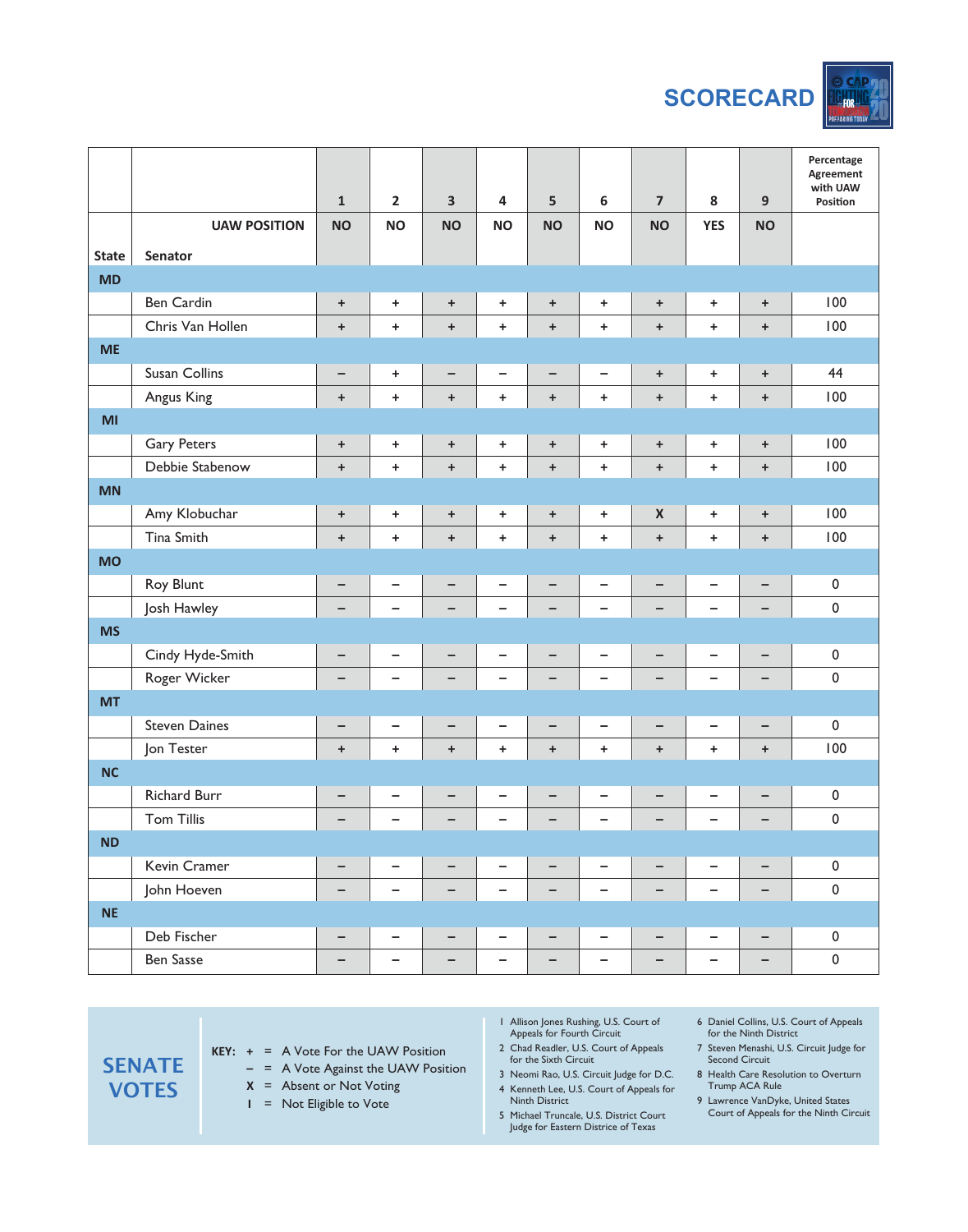# SCORECARD

| State | Senator | 1 | 2 | 3 | 4 | 5 | 6 | 7 | 8 | 9 | Percentage Agreement with UAW Position |
|---|---|---|---|---|---|---|---|---|---|---|---|
| | UAW POSITION | NO | NO | NO | NO | NO | NO | NO | YES | NO | |
| MD | | | | | | | | | | | |
| | Ben Cardin | + | + | + | + | + | + | + | + | + | 100 |
| | Chris Van Hollen | + | + | + | + | + | + | + | + | + | 100 |
| ME | | | | | | | | | | | |
| | Susan Collins | – | + | – | – | – | – | + | + | + | 44 |
| | Angus King | + | + | + | + | + | + | + | + | + | 100 |
| MI | | | | | | | | | | | |
| | Gary Peters | + | + | + | + | + | + | + | + | + | 100 |
| | Debbie Stabenow | + | + | + | + | + | + | + | + | + | 100 |
| MN | | | | | | | | | | | |
| | Amy Klobuchar | + | + | + | + | + | + | X | + | + | 100 |
| | Tina Smith | + | + | + | + | + | + | + | + | + | 100 |
| MO | | | | | | | | | | | |
| | Roy Blunt | – | – | – | – | – | – | – | – | – | 0 |
| | Josh Hawley | – | – | – | – | – | – | – | – | – | 0 |
| MS | | | | | | | | | | | |
| | Cindy Hyde-Smith | – | – | – | – | – | – | – | – | – | 0 |
| | Roger Wicker | – | – | – | – | – | – | – | – | – | 0 |
| MT | | | | | | | | | | | |
| | Steven Daines | – | – | – | – | – | – | – | – | – | 0 |
| | Jon Tester | + | + | + | + | + | + | + | + | + | 100 |
| NC | | | | | | | | | | | |
| | Richard Burr | – | – | – | – | – | – | – | – | – | 0 |
| | Tom Tillis | – | – | – | – | – | – | – | – | – | 0 |
| ND | | | | | | | | | | | |
| | Kevin Cramer | – | – | – | – | – | – | – | – | – | 0 |
| | John Hoeven | – | – | – | – | – | – | – | – | – | 0 |
| NE | | | | | | | | | | | |
| | Deb Fischer | – | – | – | – | – | – | – | – | – | 0 |
| | Ben Sasse | – | – | – | – | – | – | – | – | – | 0 |

## SENATE VOTES

**KEY:**
- \+ = A Vote For the UAW Position
- – = A Vote Against the UAW Position
- X = Absent or Not Voting
- I = Not Eligible to Vote

1. Allison Jones Rushing, U.S. Court of Appeals for Fourth Circuit
2. Chad Readler, U.S. Court of Appeals for the Sixth Circuit
3. Neomi Rao, U.S. Circuit Judge for D.C.
4. Kenneth Lee, U.S. Court of Appeals for Ninth District
5. Michael Truncale, U.S. District Court Judge for Eastern Districe of Texas
6. Daniel Collins, U.S. Court of Appeals for the Ninth District
7. Steven Menashi, U.S. Circuit Judge for Second Circuit
8. Health Care Resolution to Overturn Trump ACA Rule
9. Lawrence VanDyke, United States Court of Appeals for the Ninth Circuit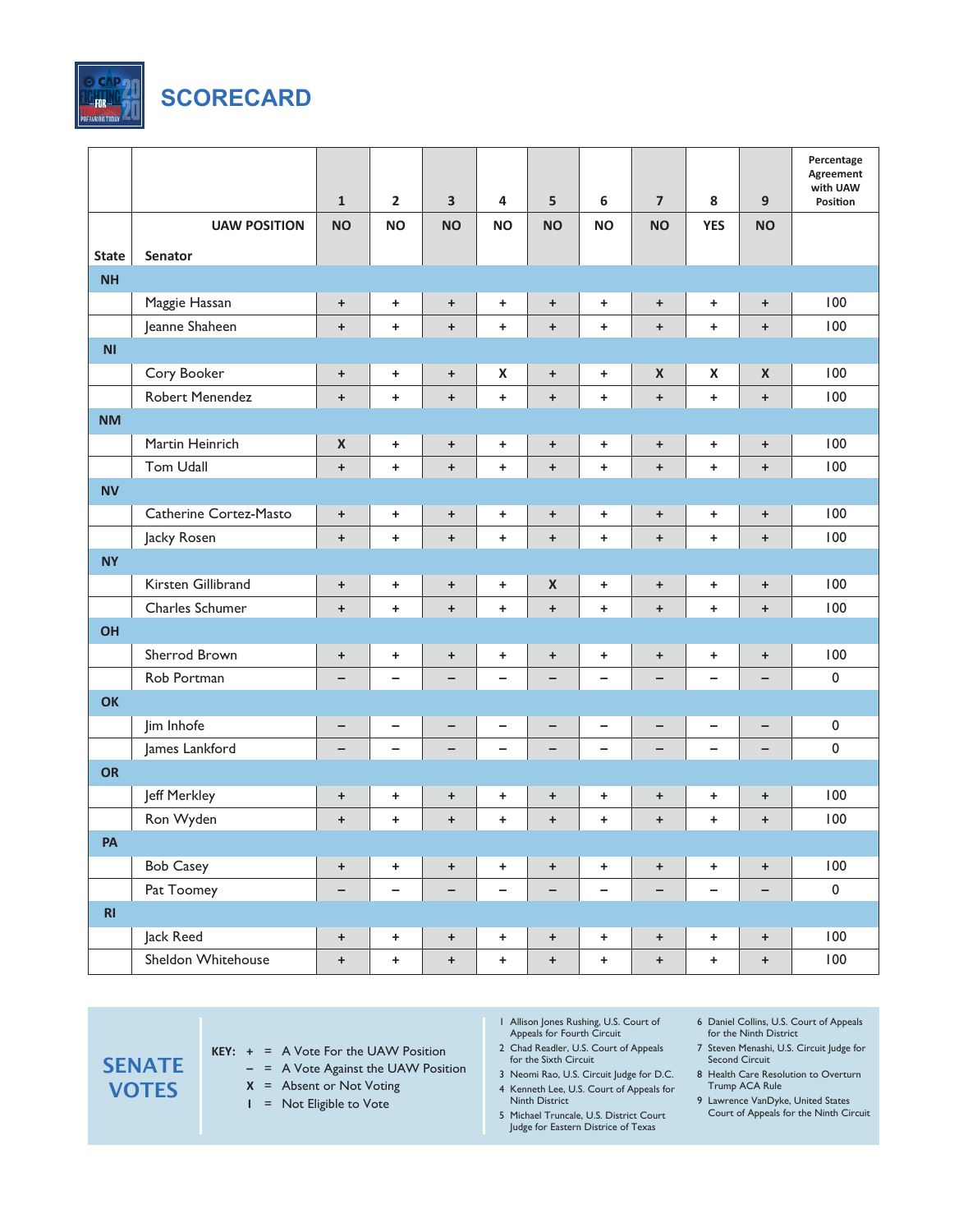# SCORECARD

| State | Senator | 1 | 2 | 3 | 4 | 5 | 6 | 7 | 8 | 9 | Percentage Agreement with UAW Position |
|---|---|---|---|---|---|---|---|---|---|---|---|
| | UAW POSITION | NO | NO | NO | NO | NO | NO | NO | YES | NO | |
| NH | | | | | | | | | | | |
| | Maggie Hassan | + | + | + | + | + | + | + | + | + | 100 |
| | Jeanne Shaheen | + | + | + | + | + | + | + | + | + | 100 |
| NJ | | | | | | | | | | | |
| | Cory Booker | + | + | + | X | + | + | X | X | X | 100 |
| | Robert Menendez | + | + | + | + | + | + | + | + | + | 100 |
| NM | | | | | | | | | | | |
| | Martin Heinrich | X | + | + | + | + | + | + | + | + | 100 |
| | Tom Udall | + | + | + | + | + | + | + | + | + | 100 |
| NV | | | | | | | | | | | |
| | Catherine Cortez-Masto | + | + | + | + | + | + | + | + | + | 100 |
| | Jacky Rosen | + | + | + | + | + | + | + | + | + | 100 |
| NY | | | | | | | | | | | |
| | Kirsten Gillibrand | + | + | + | + | X | + | + | + | + | 100 |
| | Charles Schumer | + | + | + | + | + | + | + | + | + | 100 |
| OH | | | | | | | | | | | |
| | Sherrod Brown | + | + | + | + | + | + | + | + | + | 100 |
| | Rob Portman | – | – | – | – | – | – | – | – | – | 0 |
| OK | | | | | | | | | | | |
| | Jim Inhofe | – | – | – | – | – | – | – | – | – | 0 |
| | James Lankford | – | – | – | – | – | – | – | – | – | 0 |
| OR | | | | | | | | | | | |
| | Jeff Merkley | + | + | + | + | + | + | + | + | + | 100 |
| | Ron Wyden | + | + | + | + | + | + | + | + | + | 100 |
| PA | | | | | | | | | | | |
| | Bob Casey | + | + | + | + | + | + | + | + | + | 100 |
| | Pat Toomey | – | – | – | – | – | – | – | – | – | 0 |
| RI | | | | | | | | | | | |
| | Jack Reed | + | + | + | + | + | + | + | + | + | 100 |
| | Sheldon Whitehouse | + | + | + | + | + | + | + | + | + | 100 |

## SENATE VOTES

KEY:
- + = A Vote For the UAW Position
- – = A Vote Against the UAW Position
- X = Absent or Not Voting
- I = Not Eligible to Vote

1. Allison Jones Rushing, U.S. Court of Appeals for Fourth Circuit
2. Chad Readler, U.S. Court of Appeals for the Sixth Circuit
3. Neomi Rao, U.S. Circuit Judge for D.C.
4. Kenneth Lee, U.S. Court of Appeals for Ninth District
5. Michael Truncale, U.S. District Court Judge for Eastern Districe of Texas
6. Daniel Collins, U.S. Court of Appeals for the Ninth District
7. Steven Menashi, U.S. Circuit Judge for Second Circuit
8. Health Care Resolution to Overturn Trump ACA Rule
9. Lawrence VanDyke, United States Court of Appeals for the Ninth Circuit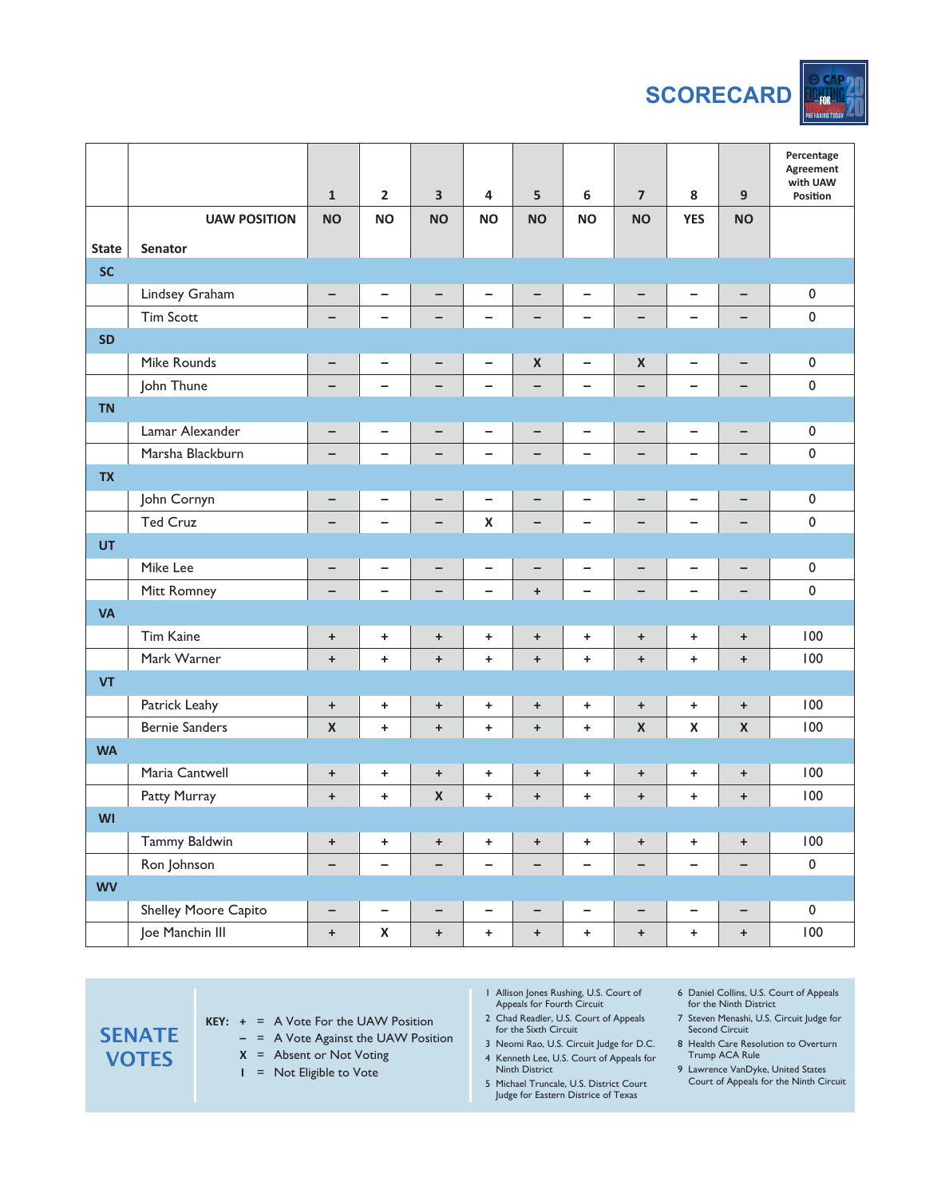# SCORECARD

| State | Senator | 1 | 2 | 3 | 4 | 5 | 6 | 7 | 8 | 9 | Percentage Agreement with UAW Position |
|---|---|---|---|---|---|---|---|---|---|---|---|
| | UAW POSITION | NO | NO | NO | NO | NO | NO | NO | YES | NO | |
| **SC** | | | | | | | | | | | |
| | Lindsey Graham | – | – | – | – | – | – | – | – | – | 0 |
| | Tim Scott | – | – | – | – | – | – | – | – | – | 0 |
| **SD** | | | | | | | | | | | |
| | Mike Rounds | – | – | – | – | X | – | X | – | – | 0 |
| | John Thune | – | – | – | – | – | – | – | – | – | 0 |
| **TN** | | | | | | | | | | | |
| | Lamar Alexander | – | – | – | – | – | – | – | – | – | 0 |
| | Marsha Blackburn | – | – | – | – | – | – | – | – | – | 0 |
| **TX** | | | | | | | | | | | |
| | John Cornyn | – | – | – | – | – | – | – | – | – | 0 |
| | Ted Cruz | – | – | – | X | – | – | – | – | – | 0 |
| **UT** | | | | | | | | | | | |
| | Mike Lee | – | – | – | – | – | – | – | – | – | 0 |
| | Mitt Romney | – | – | – | – | + | – | – | – | – | 0 |
| **VA** | | | | | | | | | | | |
| | Tim Kaine | + | + | + | + | + | + | + | + | + | 100 |
| | Mark Warner | + | + | + | + | + | + | + | + | + | 100 |
| **VT** | | | | | | | | | | | |
| | Patrick Leahy | + | + | + | + | + | + | + | + | + | 100 |
| | Bernie Sanders | X | + | + | + | + | + | X | X | X | 100 |
| **WA** | | | | | | | | | | | |
| | Maria Cantwell | + | + | + | + | + | + | + | + | + | 100 |
| | Patty Murray | + | + | X | + | + | + | + | + | + | 100 |
| **WI** | | | | | | | | | | | |
| | Tammy Baldwin | + | + | + | + | + | + | + | + | + | 100 |
| | Ron Johnson | – | – | – | – | – | – | – | – | – | 0 |
| **WV** | | | | | | | | | | | |
| | Shelley Moore Capito | – | – | – | – | – | – | – | – | – | 0 |
| | Joe Manchin III | + | X | + | + | + | + | + | + | + | 100 |

## SENATE VOTES

**KEY:**
- \+ = A Vote For the UAW Position
- – = A Vote Against the UAW Position
- X = Absent or Not Voting
- I = Not Eligible to Vote

1. Allison Jones Rushing, U.S. Court of Appeals for Fourth Circuit
2. Chad Readler, U.S. Court of Appeals for the Sixth Circuit
3. Neomi Rao, U.S. Circuit Judge for D.C.
4. Kenneth Lee, U.S. Court of Appeals for Ninth District
5. Michael Truncale, U.S. District Court Judge for Eastern Districe of Texas
6. Daniel Collins, U.S. Court of Appeals for the Ninth District
7. Steven Menashi, U.S. Circuit Judge for Second Circuit
8. Health Care Resolution to Overturn Trump ACA Rule
9. Lawrence VanDyke, United States Court of Appeals for the Ninth Circuit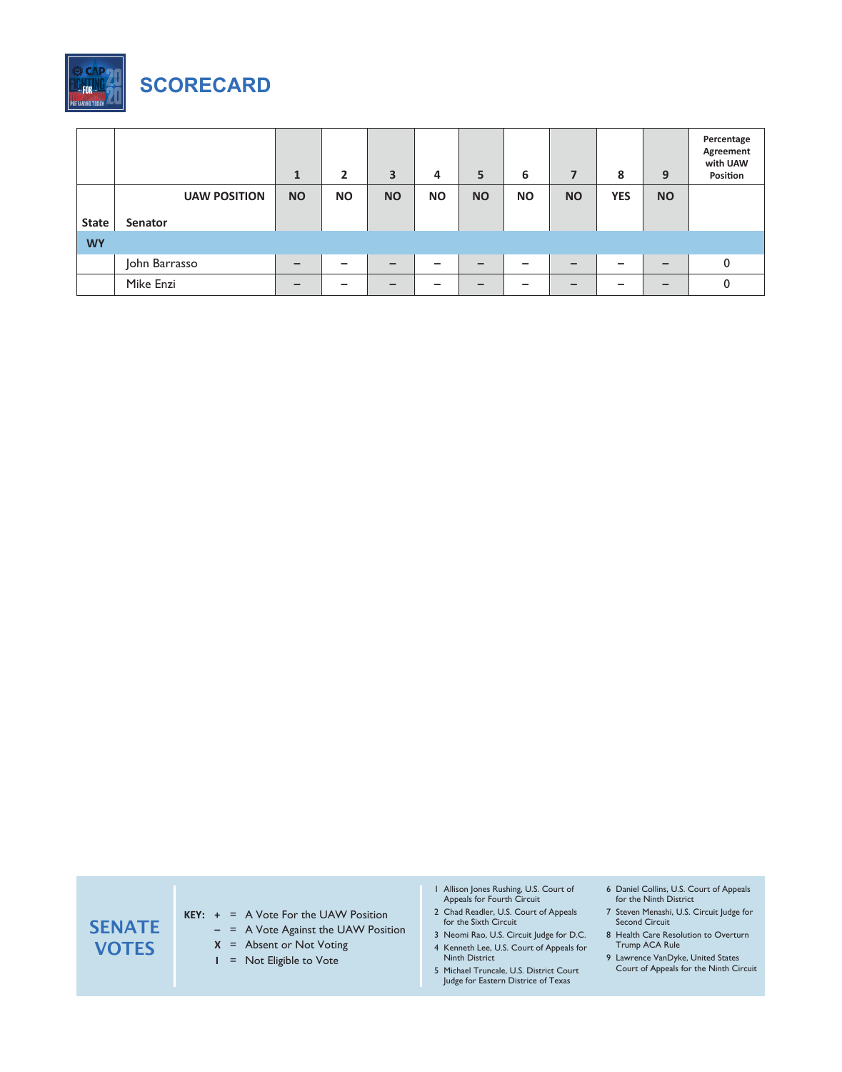## SCORECARD

| State | Senator | 1 | 2 | 3 | 4 | 5 | 6 | 7 | 8 | 9 | Percentage Agreement with UAW Position |
|---|---|---|---|---|---|---|---|---|---|---|---|
| | UAW POSITION | NO | NO | NO | NO | NO | NO | NO | YES | NO | |
| **WY** | | | | | | | | | | | |
| | John Barrasso | – | – | – | – | – | – | – | – | – | 0 |
| | Mike Enzi | – | – | – | – | – | – | – | – | – | 0 |

**SENATE VOTES**

**KEY:**
- **+** = A Vote For the UAW Position
- **–** = A Vote Against the UAW Position
- **X** = Absent or Not Voting
- **I** = Not Eligible to Vote

1. Allison Jones Rushing, U.S. Court of Appeals for Fourth Circuit
2. Chad Readler, U.S. Court of Appeals for the Sixth Circuit
3. Neomi Rao, U.S. Circuit Judge for D.C.
4. Kenneth Lee, U.S. Court of Appeals for Ninth District
5. Michael Truncale, U.S. District Court Judge for Eastern District of Texas
6. Daniel Collins, U.S. Court of Appeals for the Ninth District
7. Steven Menashi, U.S. Circuit Judge for Second Circuit
8. Health Care Resolution to Overturn Trump ACA Rule
9. Lawrence VanDyke, United States Court of Appeals for the Ninth Circuit